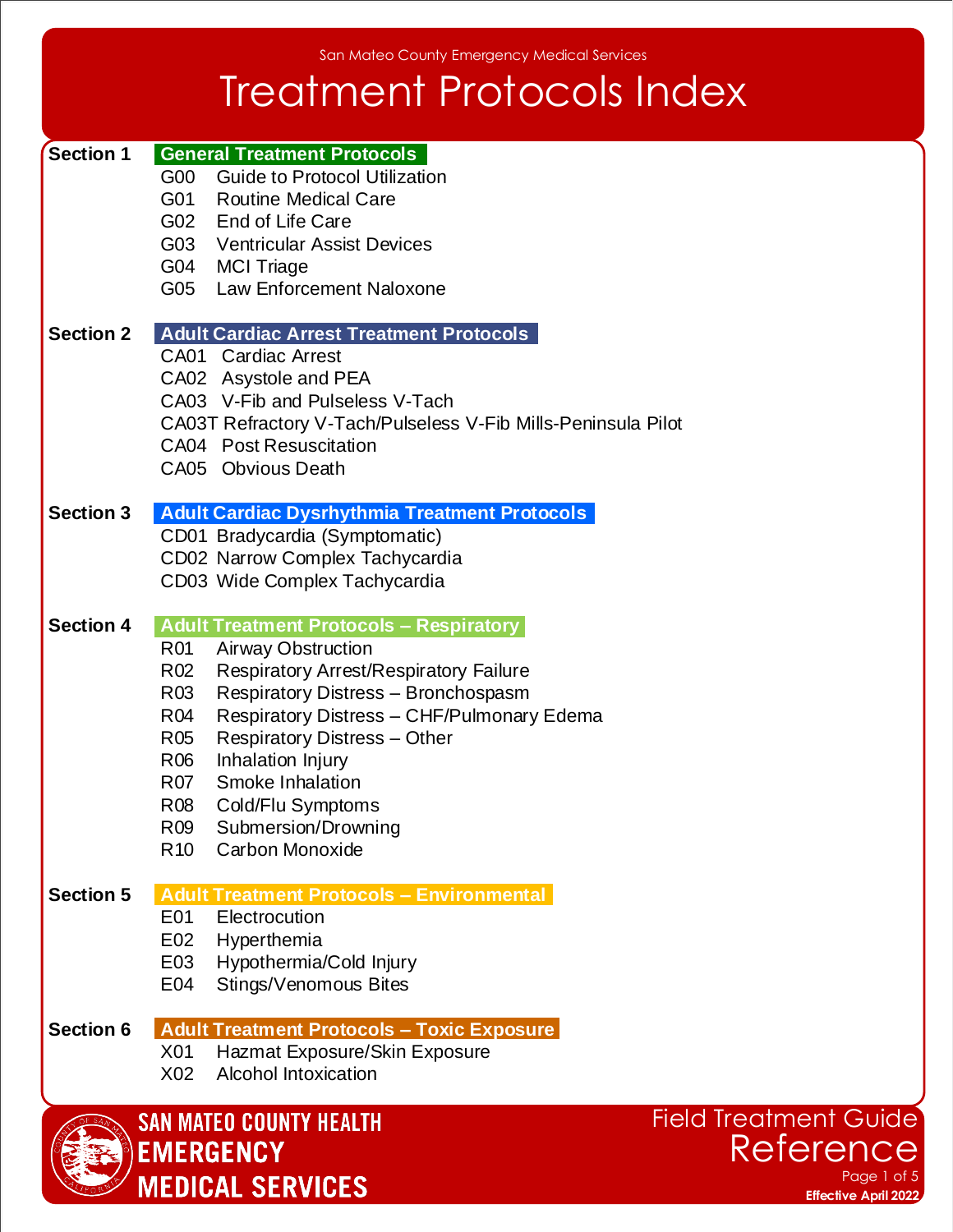San Mateo County Emergency Medical Services

# Treatment Protocols Index

## Section 1 — General Treatment Protocols

- G00 Guide to Protocol Utilization
- G01 Routine Medical Care
- G02 End of Life Care
- G03 Ventricular Assist Devices
- G04 MCI Triage
- G05 Law Enforcement Naloxone

## Section 2 — Adult Cardiac Arrest Treatment Protocols

- CA01 Cardiac Arrest
- CA02 Asystole and PEA
- CA03 V-Fib and Pulseless V-Tach
- CA03T Refractory V-Tach/Pulseless V-Fib Mills-Peninsula Pilot
- CA04 Post Resuscitation
- CA05 Obvious Death

## Section 3 — Adult Cardiac Dysrhythmia Treatment Protocols

- CD01 Bradycardia (Symptomatic)
- CD02 Narrow Complex Tachycardia
- CD03 Wide Complex Tachycardia

## Section 4 — Adult Treatment Protocols – Respiratory

- R01 Airway Obstruction
- R02 Respiratory Arrest/Respiratory Failure
- R03 Respiratory Distress – Bronchospasm
- R04 Respiratory Distress – CHF/Pulmonary Edema
- R05 Respiratory Distress – Other
- R06 Inhalation Injury
- R07 Smoke Inhalation
- R08 Cold/Flu Symptoms
- R09 Submersion/Drowning
- R10 Carbon Monoxide

## Section 5 — Adult Treatment Protocols – Environmental

- E01 Electrocution
- E02 Hyperthemia
- E03 Hypothermia/Cold Injury
- E04 Stings/Venomous Bites

## Section 6 — Adult Treatment Protocols – Toxic Exposure

- X01 Hazmat Exposure/Skin Exposure
- X02 Alcohol Intoxication

SAN MATEO COUNTY HEALTH EMERGENCY MEDICAL SERVICES

Field Treatment Guide Reference

Effective April 2022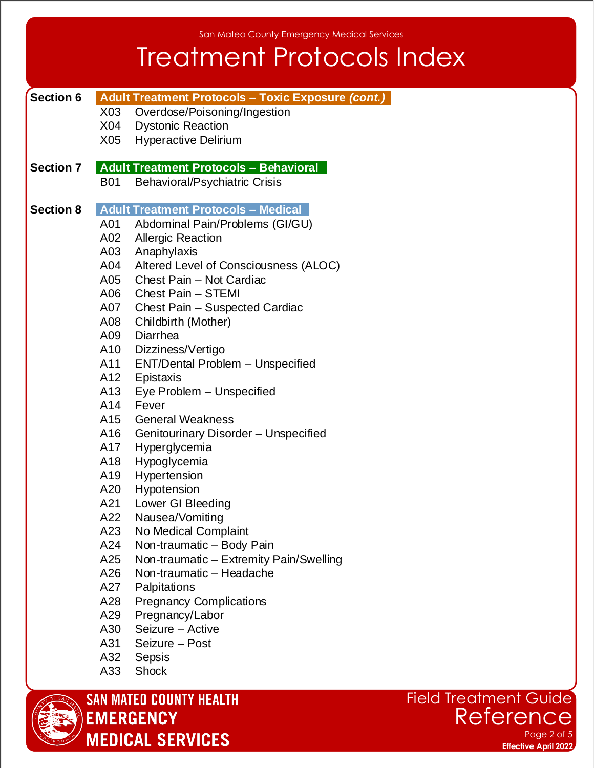# Treatment Protocols Index

## Section 6 — Adult Treatment Protocols – Toxic Exposure *(cont.)*

- X03 Overdose/Poisoning/Ingestion
- X04 Dystonic Reaction
- X05 Hyperactive Delirium

## Section 7 — Adult Treatment Protocols – Behavioral

- B01 Behavioral/Psychiatric Crisis

## Section 8 — Adult Treatment Protocols – Medical

- A01 Abdominal Pain/Problems (GI/GU)
- A02 Allergic Reaction
- A03 Anaphylaxis
- A04 Altered Level of Consciousness (ALOC)
- A05 Chest Pain – Not Cardiac
- A06 Chest Pain – STEMI
- A07 Chest Pain – Suspected Cardiac
- A08 Childbirth (Mother)
- A09 Diarrhea
- A10 Dizziness/Vertigo
- A11 ENT/Dental Problem – Unspecified
- A12 Epistaxis
- A13 Eye Problem – Unspecified
- A14 Fever
- A15 General Weakness
- A16 Genitourinary Disorder – Unspecified
- A17 Hyperglycemia
- A18 Hypoglycemia
- A19 Hypertension
- A20 Hypotension
- A21 Lower GI Bleeding
- A22 Nausea/Vomiting
- A23 No Medical Complaint
- A24 Non-traumatic – Body Pain
- A25 Non-traumatic – Extremity Pain/Swelling
- A26 Non-traumatic – Headache
- A27 Palpitations
- A28 Pregnancy Complications
- A29 Pregnancy/Labor
- A30 Seizure – Active
- A31 Seizure – Post
- A32 Sepsis
- A33 Shock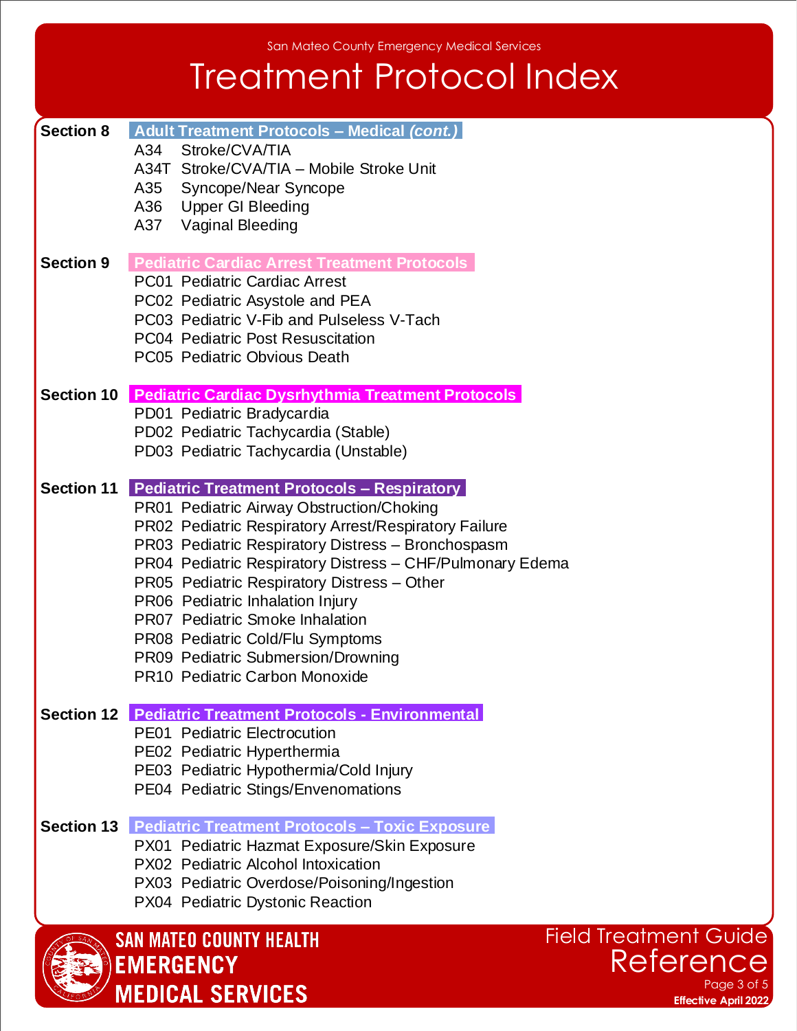San Mateo County Emergency Medical Services

# Treatment Protocol Index

**Section 8** — **Adult Treatment Protocols – Medical *(cont.)***

- A34 Stroke/CVA/TIA
- A34T Stroke/CVA/TIA – Mobile Stroke Unit
- A35 Syncope/Near Syncope
- A36 Upper GI Bleeding
- A37 Vaginal Bleeding

**Section 9** — **Pediatric Cardiac Arrest Treatment Protocols**

- PC01 Pediatric Cardiac Arrest
- PC02 Pediatric Asystole and PEA
- PC03 Pediatric V-Fib and Pulseless V-Tach
- PC04 Pediatric Post Resuscitation
- PC05 Pediatric Obvious Death

**Section 10** — **Pediatric Cardiac Dysrhythmia Treatment Protocols**

- PD01 Pediatric Bradycardia
- PD02 Pediatric Tachycardia (Stable)
- PD03 Pediatric Tachycardia (Unstable)

**Section 11** — **Pediatric Treatment Protocols – Respiratory**

- PR01 Pediatric Airway Obstruction/Choking
- PR02 Pediatric Respiratory Arrest/Respiratory Failure
- PR03 Pediatric Respiratory Distress – Bronchospasm
- PR04 Pediatric Respiratory Distress – CHF/Pulmonary Edema
- PR05 Pediatric Respiratory Distress – Other
- PR06 Pediatric Inhalation Injury
- PR07 Pediatric Smoke Inhalation
- PR08 Pediatric Cold/Flu Symptoms
- PR09 Pediatric Submersion/Drowning
- PR10 Pediatric Carbon Monoxide

**Section 12** — **Pediatric Treatment Protocols - Environmental**

- PE01 Pediatric Electrocution
- PE02 Pediatric Hyperthermia
- PE03 Pediatric Hypothermia/Cold Injury
- PE04 Pediatric Stings/Envenomations

**Section 13** — **Pediatric Treatment Protocols – Toxic Exposure**

- PX01 Pediatric Hazmat Exposure/Skin Exposure
- PX02 Pediatric Alcohol Intoxication
- PX03 Pediatric Overdose/Poisoning/Ingestion
- PX04 Pediatric Dystonic Reaction

SAN MATEO COUNTY HEALTH EMERGENCY MEDICAL SERVICES

Field Treatment Guide Reference

**Effective April 2022**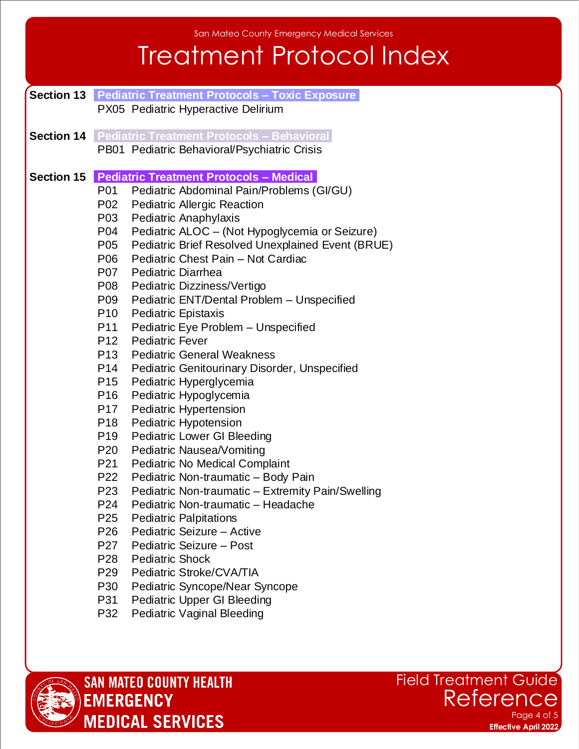# Treatment Protocol Index

**Section 13** **Pediatric Treatment Protocols – Toxic Exposure**

PX05 Pediatric Hyperactive Delirium

**Section 14** **Pediatric Treatment Protocols – Behavioral**

PB01 Pediatric Behavioral/Psychiatric Crisis

**Section 15** **Pediatric Treatment Protocols – Medical**

P01 Pediatric Abdominal Pain/Problems (GI/GU)
P02 Pediatric Allergic Reaction
P03 Pediatric Anaphylaxis
P04 Pediatric ALOC – (Not Hypoglycemia or Seizure)
P05 Pediatric Brief Resolved Unexplained Event (BRUE)
P06 Pediatric Chest Pain – Not Cardiac
P07 Pediatric Diarrhea
P08 Pediatric Dizziness/Vertigo
P09 Pediatric ENT/Dental Problem – Unspecified
P10 Pediatric Epistaxis
P11 Pediatric Eye Problem – Unspecified
P12 Pediatric Fever
P13 Pediatric General Weakness
P14 Pediatric Genitourinary Disorder, Unspecified
P15 Pediatric Hyperglycemia
P16 Pediatric Hypoglycemia
P17 Pediatric Hypertension
P18 Pediatric Hypotension
P19 Pediatric Lower GI Bleeding
P20 Pediatric Nausea/Vomiting
P21 Pediatric No Medical Complaint
P22 Pediatric Non-traumatic – Body Pain
P23 Pediatric Non-traumatic – Extremity Pain/Swelling
P24 Pediatric Non-traumatic – Headache
P25 Pediatric Palpitations
P26 Pediatric Seizure – Active
P27 Pediatric Seizure – Post
P28 Pediatric Shock
P29 Pediatric Stroke/CVA/TIA
P30 Pediatric Syncope/Near Syncope
P31 Pediatric Upper GI Bleeding
P32 Pediatric Vaginal Bleeding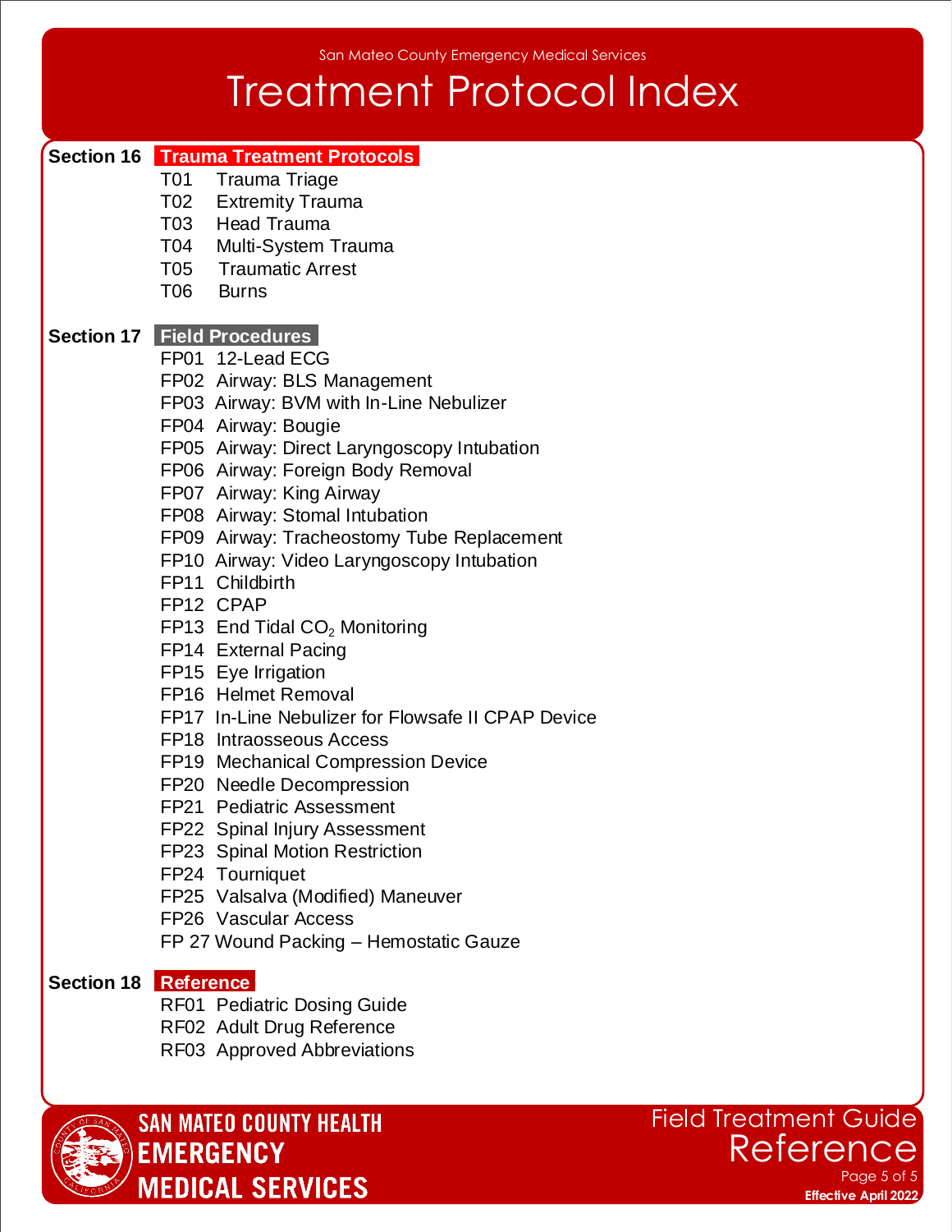San Mateo County Emergency Medical Services

# Treatment Protocol Index

## Section 16 Trauma Treatment Protocols

- T01 Trauma Triage
- T02 Extremity Trauma
- T03 Head Trauma
- T04 Multi-System Trauma
- T05 Traumatic Arrest
- T06 Burns

## Section 17 Field Procedures

- FP01 12-Lead ECG
- FP02 Airway: BLS Management
- FP03 Airway: BVM with In-Line Nebulizer
- FP04 Airway: Bougie
- FP05 Airway: Direct Laryngoscopy Intubation
- FP06 Airway: Foreign Body Removal
- FP07 Airway: King Airway
- FP08 Airway: Stomal Intubation
- FP09 Airway: Tracheostomy Tube Replacement
- FP10 Airway: Video Laryngoscopy Intubation
- FP11 Childbirth
- FP12 CPAP
- FP13 End Tidal $CO_2$ Monitoring
- FP14 External Pacing
- FP15 Eye Irrigation
- FP16 Helmet Removal
- FP17 In-Line Nebulizer for Flowsafe II CPAP Device
- FP18 Intraosseous Access
- FP19 Mechanical Compression Device
- FP20 Needle Decompression
- FP21 Pediatric Assessment
- FP22 Spinal Injury Assessment
- FP23 Spinal Motion Restriction
- FP24 Tourniquet
- FP25 Valsalva (Modified) Maneuver
- FP26 Vascular Access
- FP 27 Wound Packing – Hemostatic Gauze

## Section 18 Reference

- RF01 Pediatric Dosing Guide
- RF02 Adult Drug Reference
- RF03 Approved Abbreviations

SAN MATEO COUNTY HEALTH EMERGENCY MEDICAL SERVICES

Field Treatment Guide Reference

Effective April 2022